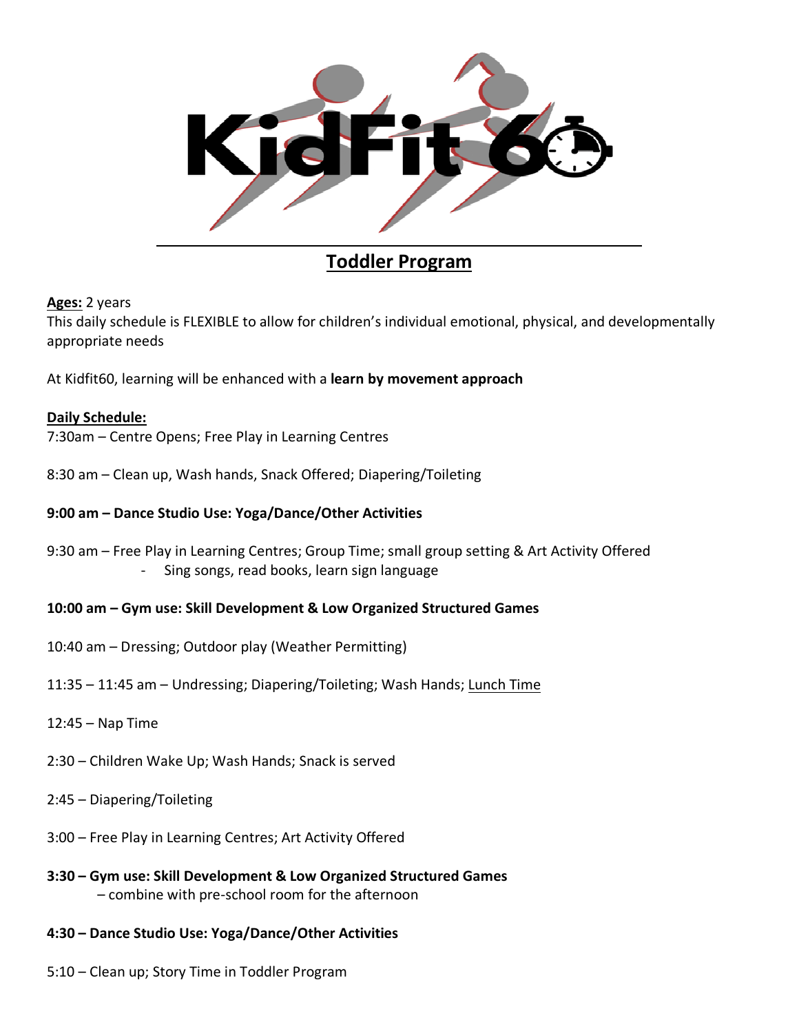# KidFit60

## Toddler Program

**Ages:** 2 years

This daily schedule is FLEXIBLE to allow for children's individual emotional, physical, and developmentally appropriate needs

At Kidfit60, learning will be enhanced with a **learn by movement approach**

**Daily Schedule:**

7:30am – Centre Opens; Free Play in Learning Centres

8:30 am – Clean up, Wash hands, Snack Offered; Diapering/Toileting

**9:00 am – Dance Studio Use: Yoga/Dance/Other Activities**

9:30 am – Free Play in Learning Centres; Group Time; small group setting & Art Activity Offered

- Sing songs, read books, learn sign language

**10:00 am – Gym use: Skill Development & Low Organized Structured Games**

10:40 am – Dressing; Outdoor play (Weather Permitting)

11:35 – 11:45 am – Undressing; Diapering/Toileting; Wash Hands; Lunch Time

12:45 – Nap Time

2:30 – Children Wake Up; Wash Hands; Snack is served

2:45 – Diapering/Toileting

3:00 – Free Play in Learning Centres; Art Activity Offered

**3:30 – Gym use: Skill Development & Low Organized Structured Games**

– combine with pre-school room for the afternoon

**4:30 – Dance Studio Use: Yoga/Dance/Other Activities**

5:10 – Clean up; Story Time in Toddler Program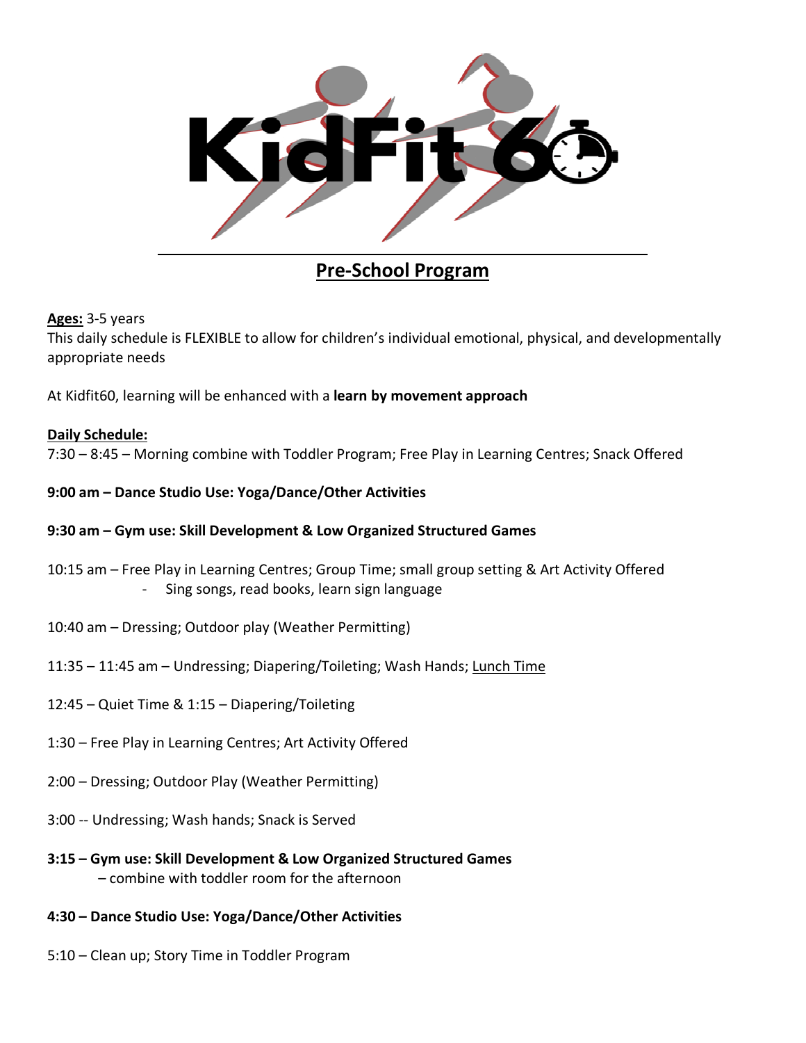## Pre-School Program

**Ages:** 3-5 years

This daily schedule is FLEXIBLE to allow for children's individual emotional, physical, and developmentally appropriate needs

At Kidfit60, learning will be enhanced with a **learn by movement approach**

**Daily Schedule:**

7:30 – 8:45 – Morning combine with Toddler Program; Free Play in Learning Centres; Snack Offered

**9:00 am – Dance Studio Use: Yoga/Dance/Other Activities**

**9:30 am – Gym use: Skill Development & Low Organized Structured Games**

10:15 am – Free Play in Learning Centres; Group Time; small group setting & Art Activity Offered

- Sing songs, read books, learn sign language

10:40 am – Dressing; Outdoor play (Weather Permitting)

11:35 – 11:45 am – Undressing; Diapering/Toileting; Wash Hands; Lunch Time

12:45 – Quiet Time & 1:15 – Diapering/Toileting

1:30 – Free Play in Learning Centres; Art Activity Offered

2:00 – Dressing; Outdoor Play (Weather Permitting)

3:00 -- Undressing; Wash hands; Snack is Served

**3:15 – Gym use: Skill Development & Low Organized Structured Games**
– combine with toddler room for the afternoon

**4:30 – Dance Studio Use: Yoga/Dance/Other Activities**

5:10 – Clean up; Story Time in Toddler Program